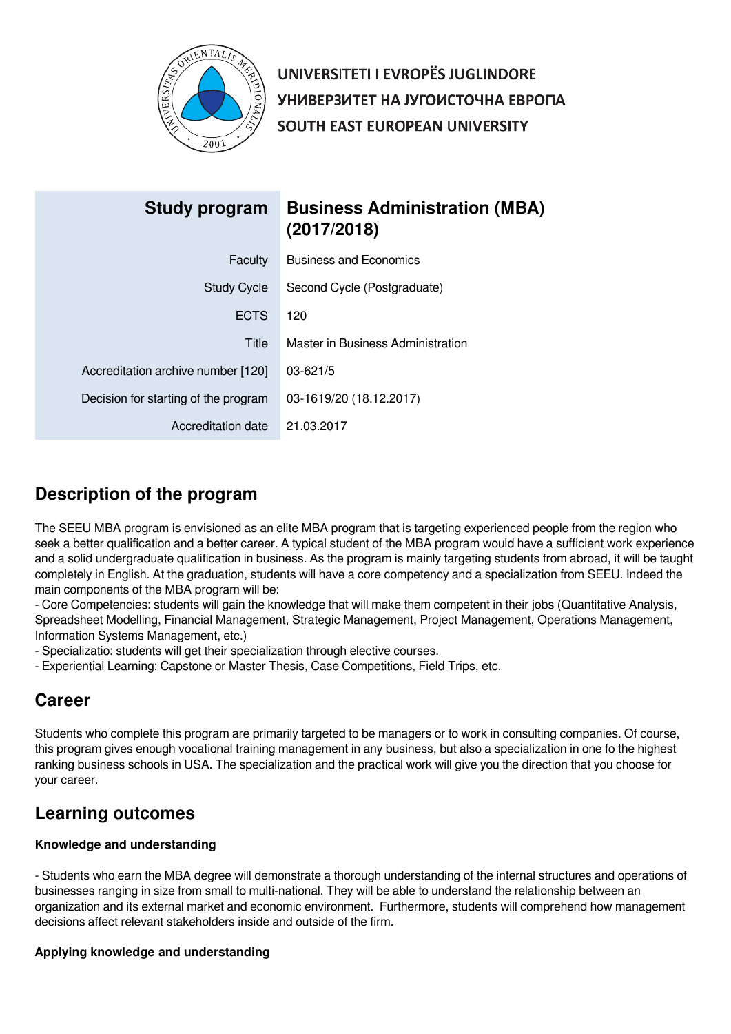UNIVERSITETI I EVROPËS JUGLINDORE
УНИВЕРЗИТЕТ НА ЈУГОИСТОЧНА ЕВРОПА
SOUTH EAST EUROPEAN UNIVERSITY

| Study program | Business Administration (MBA) (2017/2018) |
| --- | --- |
| Faculty | Business and Economics |
| Study Cycle | Second Cycle (Postgraduate) |
| ECTS | 120 |
| Title | Master in Business Administration |
| Accreditation archive number [120] | 03-621/5 |
| Decision for starting of the program | 03-1619/20 (18.12.2017) |
| Accreditation date | 21.03.2017 |

## Description of the program

The SEEU MBA program is envisioned as an elite MBA program that is targeting experienced people from the region who seek a better qualification and a better career. A typical student of the MBA program would have a sufficient work experience and a solid undergraduate qualification in business. As the program is mainly targeting students from abroad, it will be taught completely in English. At the graduation, students will have a core competency and a specialization from SEEU. Indeed the main components of the MBA program will be:

- Core Competencies: students will gain the knowledge that will make them competent in their jobs (Quantitative Analysis, Spreadsheet Modelling, Financial Management, Strategic Management, Project Management, Operations Management, Information Systems Management, etc.)
- Specializatio: students will get their specialization through elective courses.
- Experiential Learning: Capstone or Master Thesis, Case Competitions, Field Trips, etc.

## Career

Students who complete this program are primarily targeted to be managers or to work in consulting companies. Of course, this program gives enough vocational training management in any business, but also a specialization in one fo the highest ranking business schools in USA. The specialization and the practical work will give you the direction that you choose for your career.

## Learning outcomes

### Knowledge and understanding

- Students who earn the MBA degree will demonstrate a thorough understanding of the internal structures and operations of businesses ranging in size from small to multi-national. They will be able to understand the relationship between an organization and its external market and economic environment. Furthermore, students will comprehend how management decisions affect relevant stakeholders inside and outside of the firm.

### Applying knowledge and understanding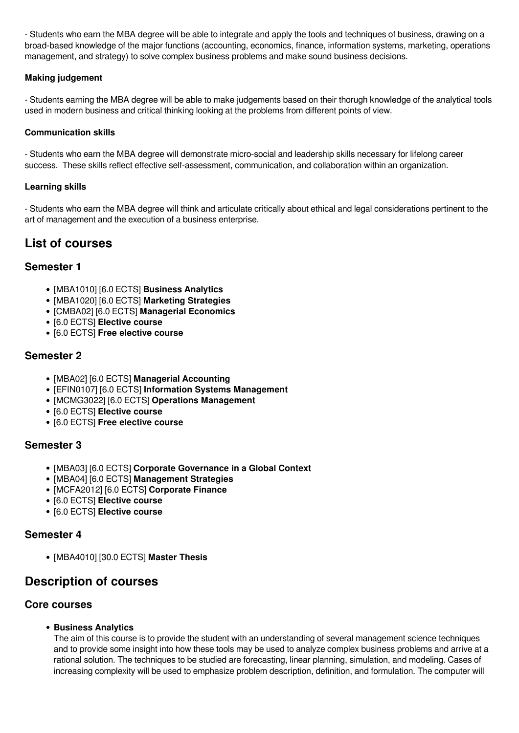- Students who earn the MBA degree will be able to integrate and apply the tools and techniques of business, drawing on a broad-based knowledge of the major functions (accounting, economics, finance, information systems, marketing, operations management, and strategy) to solve complex business problems and make sound business decisions.

**Making judgement**

- Students earning the MBA degree will be able to make judgements based on their thorugh knowledge of the analytical tools used in modern business and critical thinking looking at the problems from different points of view.

**Communication skills**

- Students who earn the MBA degree will demonstrate micro-social and leadership skills necessary for lifelong career success. These skills reflect effective self-assessment, communication, and collaboration within an organization.

**Learning skills**

- Students who earn the MBA degree will think and articulate critically about ethical and legal considerations pertinent to the art of management and the execution of a business enterprise.

## List of courses

### Semester 1

- [MBA1010] [6.0 ECTS] **Business Analytics**
- [MBA1020] [6.0 ECTS] **Marketing Strategies**
- [CMBA02] [6.0 ECTS] **Managerial Economics**
- [6.0 ECTS] **Elective course**
- [6.0 ECTS] **Free elective course**

### Semester 2

- [MBA02] [6.0 ECTS] **Managerial Accounting**
- [EFIN0107] [6.0 ECTS] **Information Systems Management**
- [MCMG3022] [6.0 ECTS] **Operations Management**
- [6.0 ECTS] **Elective course**
- [6.0 ECTS] **Free elective course**

### Semester 3

- [MBA03] [6.0 ECTS] **Corporate Governance in a Global Context**
- [MBA04] [6.0 ECTS] **Management Strategies**
- [MCFA2012] [6.0 ECTS] **Corporate Finance**
- [6.0 ECTS] **Elective course**
- [6.0 ECTS] **Elective course**

### Semester 4

- [MBA4010] [30.0 ECTS] **Master Thesis**

## Description of courses

### Core courses

- **Business Analytics**
  The aim of this course is to provide the student with an understanding of several management science techniques and to provide some insight into how these tools may be used to analyze complex business problems and arrive at a rational solution. The techniques to be studied are forecasting, linear planning, simulation, and modeling. Cases of increasing complexity will be used to emphasize problem description, definition, and formulation. The computer will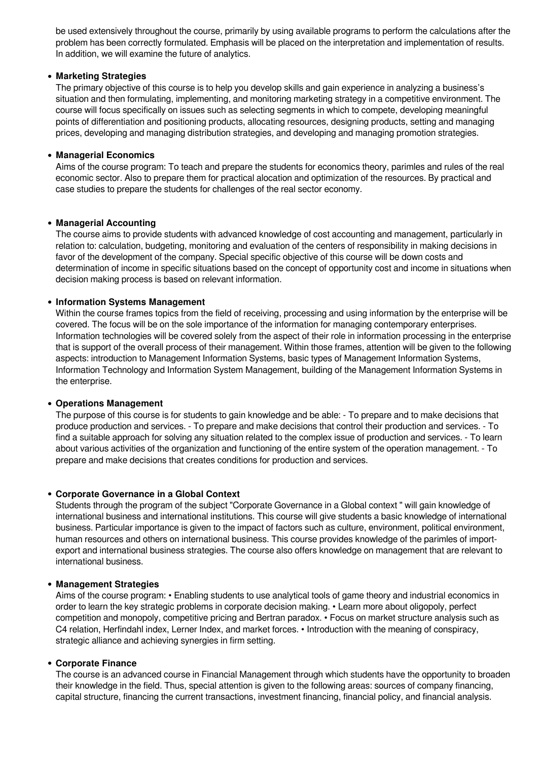be used extensively throughout the course, primarily by using available programs to perform the calculations after the problem has been correctly formulated. Emphasis will be placed on the interpretation and implementation of results. In addition, we will examine the future of analytics.

- **Marketing Strategies**
  The primary objective of this course is to help you develop skills and gain experience in analyzing a business's situation and then formulating, implementing, and monitoring marketing strategy in a competitive environment. The course will focus specifically on issues such as selecting segments in which to compete, developing meaningful points of differentiation and positioning products, allocating resources, designing products, setting and managing prices, developing and managing distribution strategies, and developing and managing promotion strategies.

- **Managerial Economics**
  Aims of the course program: To teach and prepare the students for economics theory, parimles and rules of the real economic sector. Also to prepare them for practical alocation and optimization of the resources. By practical and case studies to prepare the students for challenges of the real sector economy.

- **Managerial Accounting**
  The course aims to provide students with advanced knowledge of cost accounting and management, particularly in relation to: calculation, budgeting, monitoring and evaluation of the centers of responsibility in making decisions in favor of the development of the company. Special specific objective of this course will be down costs and determination of income in specific situations based on the concept of opportunity cost and income in situations when decision making process is based on relevant information.

- **Information Systems Management**
  Within the course frames topics from the field of receiving, processing and using information by the enterprise will be covered. The focus will be on the sole importance of the information for managing contemporary enterprises. Information technologies will be covered solely from the aspect of their role in information processing in the enterprise that is support of the overall process of their management. Within those frames, attention will be given to the following aspects: introduction to Management Information Systems, basic types of Management Information Systems, Information Technology and Information System Management, building of the Management Information Systems in the enterprise.

- **Operations Management**
  The purpose of this course is for students to gain knowledge and be able: - To prepare and to make decisions that produce production and services. - To prepare and make decisions that control their production and services. - To find a suitable approach for solving any situation related to the complex issue of production and services. - To learn about various activities of the organization and functioning of the entire system of the operation management. - To prepare and make decisions that creates conditions for production and services.

- **Corporate Governance in a Global Context**
  Students through the program of the subject "Corporate Governance in a Global context " will gain knowledge of international business and international institutions. This course will give students a basic knowledge of international business. Particular importance is given to the impact of factors such as culture, environment, political environment, human resources and others on international business. This course provides knowledge of the parimles of import-export and international business strategies. The course also offers knowledge on management that are relevant to international business.

- **Management Strategies**
  Aims of the course program: • Enabling students to use analytical tools of game theory and industrial economics in order to learn the key strategic problems in corporate decision making. • Learn more about oligopoly, perfect competition and monopoly, competitive pricing and Bertran paradox. • Focus on market structure analysis such as C4 relation, Herfindahl index, Lerner Index, and market forces. • Introduction with the meaning of conspiracy, strategic alliance and achieving synergies in firm setting.

- **Corporate Finance**
  The course is an advanced course in Financial Management through which students have the opportunity to broaden their knowledge in the field. Thus, special attention is given to the following areas: sources of company financing, capital structure, financing the current transactions, investment financing, financial policy, and financial analysis.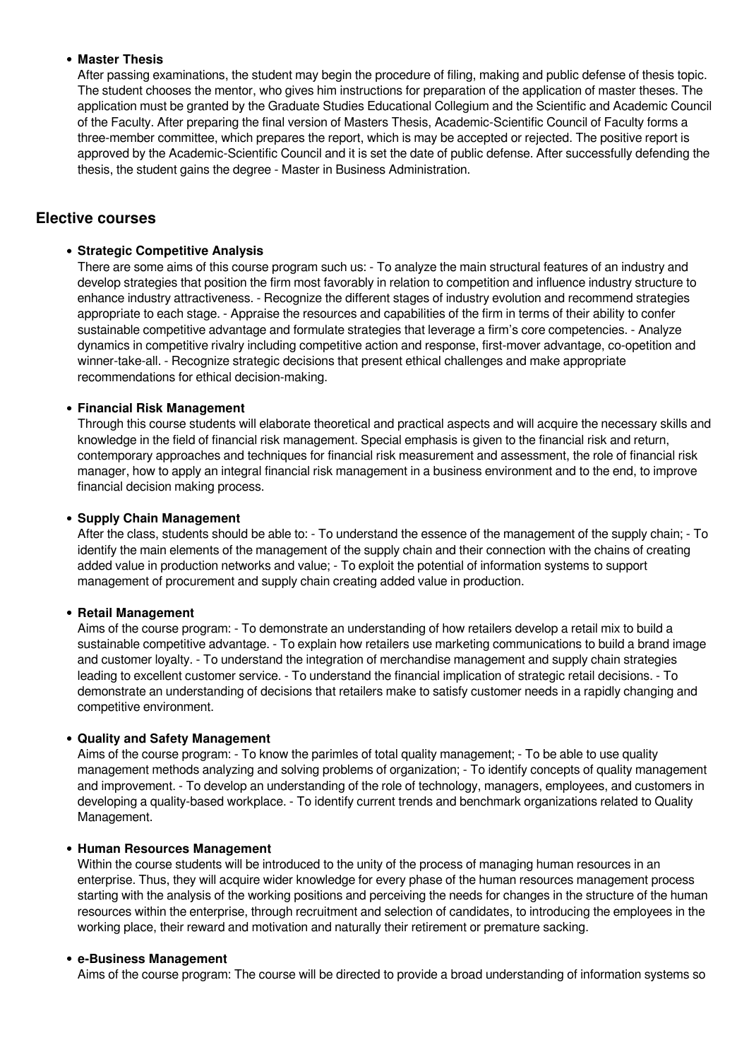- **Master Thesis**
  After passing examinations, the student may begin the procedure of filing, making and public defense of thesis topic. The student chooses the mentor, who gives him instructions for preparation of the application of master theses. The application must be granted by the Graduate Studies Educational Collegium and the Scientific and Academic Council of the Faculty. After preparing the final version of Masters Thesis, Academic-Scientific Council of Faculty forms a three-member committee, which prepares the report, which is may be accepted or rejected. The positive report is approved by the Academic-Scientific Council and it is set the date of public defense. After successfully defending the thesis, the student gains the degree - Master in Business Administration.

## Elective courses

- **Strategic Competitive Analysis**
  There are some aims of this course program such us: - To analyze the main structural features of an industry and develop strategies that position the firm most favorably in relation to competition and influence industry structure to enhance industry attractiveness. - Recognize the different stages of industry evolution and recommend strategies appropriate to each stage. - Appraise the resources and capabilities of the firm in terms of their ability to confer sustainable competitive advantage and formulate strategies that leverage a firm's core competencies. - Analyze dynamics in competitive rivalry including competitive action and response, first-mover advantage, co-opetition and winner-take-all. - Recognize strategic decisions that present ethical challenges and make appropriate recommendations for ethical decision-making.

- **Financial Risk Management**
  Through this course students will elaborate theoretical and practical aspects and will acquire the necessary skills and knowledge in the field of financial risk management. Special emphasis is given to the financial risk and return, contemporary approaches and techniques for financial risk measurement and assessment, the role of financial risk manager, how to apply an integral financial risk management in a business environment and to the end, to improve financial decision making process.

- **Supply Chain Management**
  After the class, students should be able to: - To understand the essence of the management of the supply chain; - To identify the main elements of the management of the supply chain and their connection with the chains of creating added value in production networks and value; - To exploit the potential of information systems to support management of procurement and supply chain creating added value in production.

- **Retail Management**
  Aims of the course program: - To demonstrate an understanding of how retailers develop a retail mix to build a sustainable competitive advantage. - To explain how retailers use marketing communications to build a brand image and customer loyalty. - To understand the integration of merchandise management and supply chain strategies leading to excellent customer service. - To understand the financial implication of strategic retail decisions. - To demonstrate an understanding of decisions that retailers make to satisfy customer needs in a rapidly changing and competitive environment.

- **Quality and Safety Management**
  Aims of the course program: - To know the parimles of total quality management; - To be able to use quality management methods analyzing and solving problems of organization; - To identify concepts of quality management and improvement. - To develop an understanding of the role of technology, managers, employees, and customers in developing a quality-based workplace. - To identify current trends and benchmark organizations related to Quality Management.

- **Human Resources Management**
  Within the course students will be introduced to the unity of the process of managing human resources in an enterprise. Thus, they will acquire wider knowledge for every phase of the human resources management process starting with the analysis of the working positions and perceiving the needs for changes in the structure of the human resources within the enterprise, through recruitment and selection of candidates, to introducing the employees in the working place, their reward and motivation and naturally their retirement or premature sacking.

- **e-Business Management**
  Aims of the course program: The course will be directed to provide a broad understanding of information systems so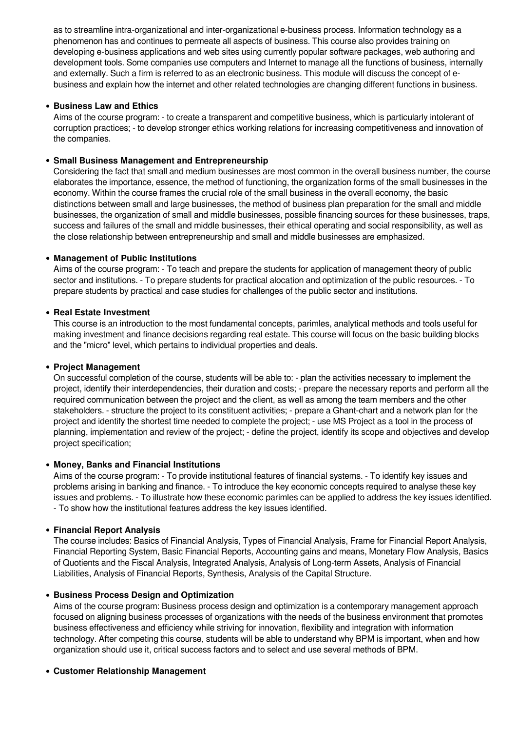as to streamline intra-organizational and inter-organizational e-business process. Information technology as a phenomenon has and continues to permeate all aspects of business. This course also provides training on developing e-business applications and web sites using currently popular software packages, web authoring and development tools. Some companies use computers and Internet to manage all the functions of business, internally and externally. Such a firm is referred to as an electronic business. This module will discuss the concept of e-business and explain how the internet and other related technologies are changing different functions in business.

- **Business Law and Ethics**
  Aims of the course program: - to create a transparent and competitive business, which is particularly intolerant of corruption practices; - to develop stronger ethics working relations for increasing competitiveness and innovation of the companies.

- **Small Business Management and Entrepreneurship**
  Considering the fact that small and medium businesses are most common in the overall business number, the course elaborates the importance, essence, the method of functioning, the organization forms of the small businesses in the economy. Within the course frames the crucial role of the small business in the overall economy, the basic distinctions between small and large businesses, the method of business plan preparation for the small and middle businesses, the organization of small and middle businesses, possible financing sources for these businesses, traps, success and failures of the small and middle businesses, their ethical operating and social responsibility, as well as the close relationship between entrepreneurship and small and middle businesses are emphasized.

- **Management of Public Institutions**
  Aims of the course program: - To teach and prepare the students for application of management theory of public sector and institutions. - To prepare students for practical alocation and optimization of the public resources. - To prepare students by practical and case studies for challenges of the public sector and institutions.

- **Real Estate Investment**
  This course is an introduction to the most fundamental concepts, parimles, analytical methods and tools useful for making investment and finance decisions regarding real estate. This course will focus on the basic building blocks and the "micro" level, which pertains to individual properties and deals.

- **Project Management**
  On successful completion of the course, students will be able to: - plan the activities necessary to implement the project, identify their interdependencies, their duration and costs; - prepare the necessary reports and perform all the required communication between the project and the client, as well as among the team members and the other stakeholders. - structure the project to its constituent activities; - prepare a Ghant-chart and a network plan for the project and identify the shortest time needed to complete the project; - use MS Project as a tool in the process of planning, implementation and review of the project; - define the project, identify its scope and objectives and develop project specification;

- **Money, Banks and Financial Institutions**
  Aims of the course program: - To provide institutional features of financial systems. - To identify key issues and problems arising in banking and finance. - To introduce the key economic concepts required to analyse these key issues and problems. - To illustrate how these economic parimles can be applied to address the key issues identified. - To show how the institutional features address the key issues identified.

- **Financial Report Analysis**
  The course includes: Basics of Financial Analysis, Types of Financial Analysis, Frame for Financial Report Analysis, Financial Reporting System, Basic Financial Reports, Accounting gains and means, Monetary Flow Analysis, Basics of Quotients and the Fiscal Analysis, Integrated Analysis, Analysis of Long-term Assets, Analysis of Financial Liabilities, Analysis of Financial Reports, Synthesis, Analysis of the Capital Structure.

- **Business Process Design and Optimization**
  Aims of the course program: Business process design and optimization is a contemporary management approach focused on aligning business processes of organizations with the needs of the business environment that promotes business effectiveness and efficiency while striving for innovation, flexibility and integration with information technology. After competing this course, students will be able to understand why BPM is important, when and how organization should use it, critical success factors and to select and use several methods of BPM.

- **Customer Relationship Management**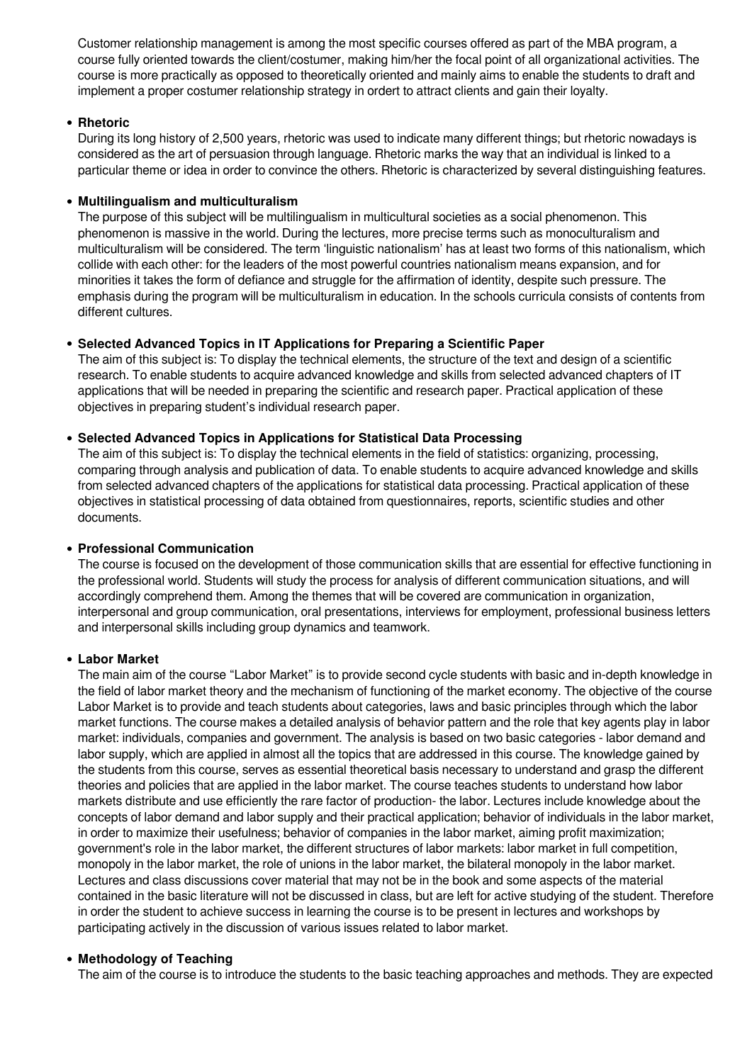Customer relationship management is among the most specific courses offered as part of the MBA program, a course fully oriented towards the client/costumer, making him/her the focal point of all organizational activities. The course is more practically as opposed to theoretically oriented and mainly aims to enable the students to draft and implement a proper costumer relationship strategy in ordert to attract clients and gain their loyalty.

- **Rhetoric**
  During its long history of 2,500 years, rhetoric was used to indicate many different things; but rhetoric nowadays is considered as the art of persuasion through language. Rhetoric marks the way that an individual is linked to a particular theme or idea in order to convince the others. Rhetoric is characterized by several distinguishing features.

- **Multilingualism and multiculturalism**
  The purpose of this subject will be multilingualism in multicultural societies as a social phenomenon. This phenomenon is massive in the world. During the lectures, more precise terms such as monoculturalism and multiculturalism will be considered. The term 'linguistic nationalism' has at least two forms of this nationalism, which collide with each other: for the leaders of the most powerful countries nationalism means expansion, and for minorities it takes the form of defiance and struggle for the affirmation of identity, despite such pressure. The emphasis during the program will be multiculturalism in education. In the schools curricula consists of contents from different cultures.

- **Selected Advanced Topics in IT Applications for Preparing a Scientific Paper**
  The aim of this subject is: To display the technical elements, the structure of the text and design of a scientific research. To enable students to acquire advanced knowledge and skills from selected advanced chapters of IT applications that will be needed in preparing the scientific and research paper. Practical application of these objectives in preparing student's individual research paper.

- **Selected Advanced Topics in Applications for Statistical Data Processing**
  The aim of this subject is: To display the technical elements in the field of statistics: organizing, processing, comparing through analysis and publication of data. To enable students to acquire advanced knowledge and skills from selected advanced chapters of the applications for statistical data processing. Practical application of these objectives in statistical processing of data obtained from questionnaires, reports, scientific studies and other documents.

- **Professional Communication**
  The course is focused on the development of those communication skills that are essential for effective functioning in the professional world. Students will study the process for analysis of different communication situations, and will accordingly comprehend them. Among the themes that will be covered are communication in organization, interpersonal and group communication, oral presentations, interviews for employment, professional business letters and interpersonal skills including group dynamics and teamwork.

- **Labor Market**
  The main aim of the course "Labor Market" is to provide second cycle students with basic and in-depth knowledge in the field of labor market theory and the mechanism of functioning of the market economy. The objective of the course Labor Market is to provide and teach students about categories, laws and basic principles through which the labor market functions. The course makes a detailed analysis of behavior pattern and the role that key agents play in labor market: individuals, companies and government. The analysis is based on two basic categories - labor demand and labor supply, which are applied in almost all the topics that are addressed in this course. The knowledge gained by the students from this course, serves as essential theoretical basis necessary to understand and grasp the different theories and policies that are applied in the labor market. The course teaches students to understand how labor markets distribute and use efficiently the rare factor of production- the labor. Lectures include knowledge about the concepts of labor demand and labor supply and their practical application; behavior of individuals in the labor market, in order to maximize their usefulness; behavior of companies in the labor market, aiming profit maximization; government's role in the labor market, the different structures of labor markets: labor market in full competition, monopoly in the labor market, the role of unions in the labor market, the bilateral monopoly in the labor market. Lectures and class discussions cover material that may not be in the book and some aspects of the material contained in the basic literature will not be discussed in class, but are left for active studying of the student. Therefore in order the student to achieve success in learning the course is to be present in lectures and workshops by participating actively in the discussion of various issues related to labor market.

- **Methodology of Teaching**
  The aim of the course is to introduce the students to the basic teaching approaches and methods. They are expected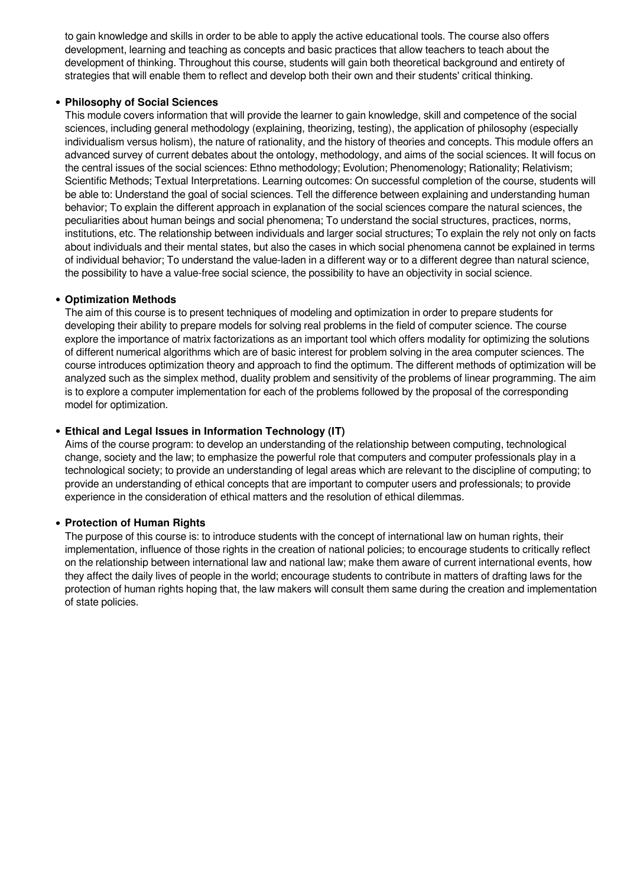to gain knowledge and skills in order to be able to apply the active educational tools. The course also offers development, learning and teaching as concepts and basic practices that allow teachers to teach about the development of thinking. Throughout this course, students will gain both theoretical background and entirety of strategies that will enable them to reflect and develop both their own and their students' critical thinking.

- **Philosophy of Social Sciences**
  This module covers information that will provide the learner to gain knowledge, skill and competence of the social sciences, including general methodology (explaining, theorizing, testing), the application of philosophy (especially individualism versus holism), the nature of rationality, and the history of theories and concepts. This module offers an advanced survey of current debates about the ontology, methodology, and aims of the social sciences. It will focus on the central issues of the social sciences: Ethno methodology; Evolution; Phenomenology; Rationality; Relativism; Scientific Methods; Textual Interpretations. Learning outcomes: On successful completion of the course, students will be able to: Understand the goal of social sciences. Tell the difference between explaining and understanding human behavior; To explain the different approach in explanation of the social sciences compare the natural sciences, the peculiarities about human beings and social phenomena; To understand the social structures, practices, norms, institutions, etc. The relationship between individuals and larger social structures; To explain the rely not only on facts about individuals and their mental states, but also the cases in which social phenomena cannot be explained in terms of individual behavior; To understand the value-laden in a different way or to a different degree than natural science, the possibility to have a value-free social science, the possibility to have an objectivity in social science.

- **Optimization Methods**
  The aim of this course is to present techniques of modeling and optimization in order to prepare students for developing their ability to prepare models for solving real problems in the field of computer science. The course explore the importance of matrix factorizations as an important tool which offers modality for optimizing the solutions of different numerical algorithms which are of basic interest for problem solving in the area computer sciences. The course introduces optimization theory and approach to find the optimum. The different methods of optimization will be analyzed such as the simplex method, duality problem and sensitivity of the problems of linear programming. The aim is to explore a computer implementation for each of the problems followed by the proposal of the corresponding model for optimization.

- **Ethical and Legal Issues in Information Technology (IT)**
  Aims of the course program: to develop an understanding of the relationship between computing, technological change, society and the law; to emphasize the powerful role that computers and computer professionals play in a technological society; to provide an understanding of legal areas which are relevant to the discipline of computing; to provide an understanding of ethical concepts that are important to computer users and professionals; to provide experience in the consideration of ethical matters and the resolution of ethical dilemmas.

- **Protection of Human Rights**
  The purpose of this course is: to introduce students with the concept of international law on human rights, their implementation, influence of those rights in the creation of national policies; to encourage students to critically reflect on the relationship between international law and national law; make them aware of current international events, how they affect the daily lives of people in the world; encourage students to contribute in matters of drafting laws for the protection of human rights hoping that, the law makers will consult them same during the creation and implementation of state policies.